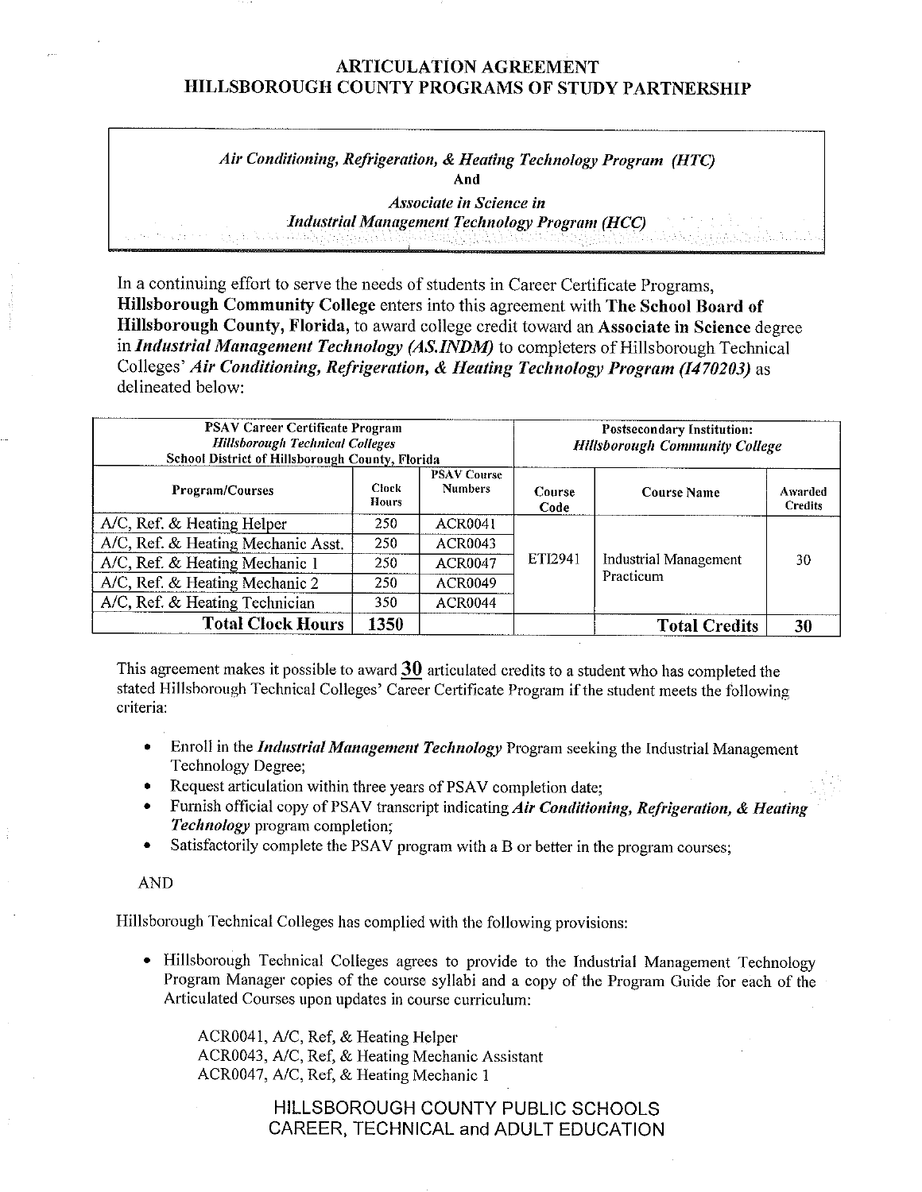# ARTICULATION AGREEMENT
# HILLSBOROUGH COUNTY PROGRAMS OF STUDY PARTNERSHIP

*Air Conditioning, Refrigeration, & Heating Technology Program (HTC)*
**And**
*Associate in Science in*
*Industrial Management Technology Program (HCC)*

In a continuing effort to serve the needs of students in Career Certificate Programs, **Hillsborough Community College** enters into this agreement with **The School Board of Hillsborough County, Florida,** to award college credit toward an **Associate in Science** degree in ***Industrial Management Technology (AS.INDM)*** to completers of Hillsborough Technical Colleges' ***Air Conditioning, Refrigeration, & Heating Technology Program (I470203)*** as delineated below:

| PSAV Career Certificate Program *Hillsborough Technical Colleges* School District of Hillsborough County, Florida | | | Postsecondary Institution: *Hillsborough Community College* | | |
|---|---|---|---|---|---|
| **Program/Courses** | **Clock Hours** | **PSAV Course Numbers** | **Course Code** | **Course Name** | **Awarded Credits** |
| A/C, Ref. & Heating Helper | 250 | ACR0041 | ETI2941 | Industrial Management Practicum | 30 |
| A/C, Ref. & Heating Mechanic Asst. | 250 | ACR0043 | | | |
| A/C, Ref. & Heating Mechanic 1 | 250 | ACR0047 | | | |
| A/C, Ref. & Heating Mechanic 2 | 250 | ACR0049 | | | |
| A/C, Ref. & Heating Technician | 350 | ACR0044 | | | |
| **Total Clock Hours** | **1350** | | | **Total Credits** | **30** |

This agreement makes it possible to award **30** articulated credits to a student who has completed the stated Hillsborough Technical Colleges' Career Certificate Program if the student meets the following criteria:

- Enroll in the ***Industrial Management Technology*** Program seeking the Industrial Management Technology Degree;
- Request articulation within three years of PSAV completion date;
- Furnish official copy of PSAV transcript indicating ***Air Conditioning, Refrigeration, & Heating Technology*** program completion;
- Satisfactorily complete the PSAV program with a B or better in the program courses;

AND

Hillsborough Technical Colleges has complied with the following provisions:

- Hillsborough Technical Colleges agrees to provide to the Industrial Management Technology Program Manager copies of the course syllabi and a copy of the Program Guide for each of the Articulated Courses upon updates in course curriculum:

  ACR0041, A/C, Ref, & Heating Helper
  ACR0043, A/C, Ref, & Heating Mechanic Assistant
  ACR0047, A/C, Ref, & Heating Mechanic 1

HILLSBOROUGH COUNTY PUBLIC SCHOOLS
CAREER, TECHNICAL and ADULT EDUCATION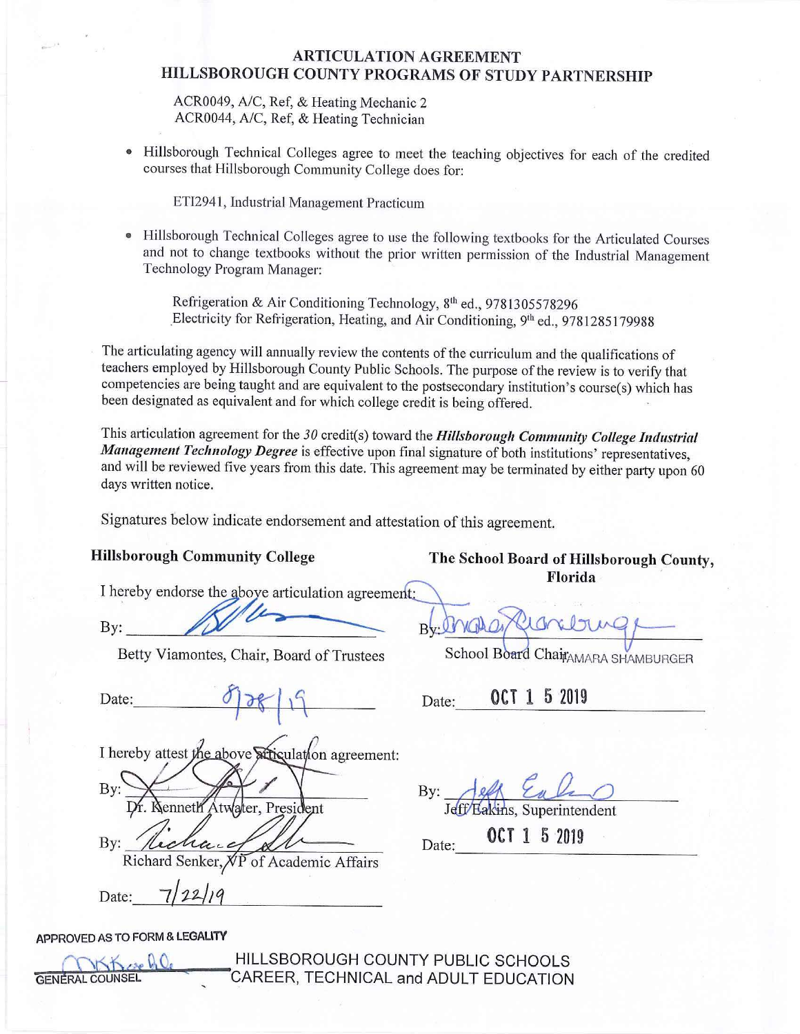# ARTICULATION AGREEMENT
## HILLSBOROUGH COUNTY PROGRAMS OF STUDY PARTNERSHIP

ACR0049, A/C, Ref, & Heating Mechanic 2
ACR0044, A/C, Ref, & Heating Technician

- Hillsborough Technical Colleges agree to meet the teaching objectives for each of the credited courses that Hillsborough Community College does for:

  ETI2941, Industrial Management Practicum

- Hillsborough Technical Colleges agree to use the following textbooks for the Articulated Courses and not to change textbooks without the prior written permission of the Industrial Management Technology Program Manager:

  Refrigeration & Air Conditioning Technology, 8th ed., 9781305578296
  Electricity for Refrigeration, Heating, and Air Conditioning, 9th ed., 9781285179988

The articulating agency will annually review the contents of the curriculum and the qualifications of teachers employed by Hillsborough County Public Schools. The purpose of the review is to verify that competencies are being taught and are equivalent to the postsecondary institution's course(s) which has been designated as equivalent and for which college credit is being offered.

This articulation agreement for the *30* credit(s) toward the ***Hillsborough Community College Industrial Management Technology Degree*** is effective upon final signature of both institutions' representatives, and will be reviewed five years from this date. This agreement may be terminated by either party upon 60 days written notice.

Signatures below indicate endorsement and attestation of this agreement.

**Hillsborough Community College**

I hereby endorse the above articulation agreement:

By: ______________________

Betty Viamontes, Chair, Board of Trustees

Date: 8/28/19

I hereby attest the above articulation agreement:

By: ______________________
Dr. Kenneth Atwater, President

By: ______________________
Richard Senker, VP of Academic Affairs

Date: 7/22/19

**The School Board of Hillsborough County, Florida**

By: ______________________

School Board Chair TAMARA SHAMBURGER

Date: OCT 1 5 2019

By: ______________________
Jeff Eakins, Superintendent

Date: OCT 1 5 2019

APPROVED AS TO FORM & LEGALITY

______________________
GENERAL COUNSEL

HILLSBOROUGH COUNTY PUBLIC SCHOOLS
CAREER, TECHNICAL and ADULT EDUCATION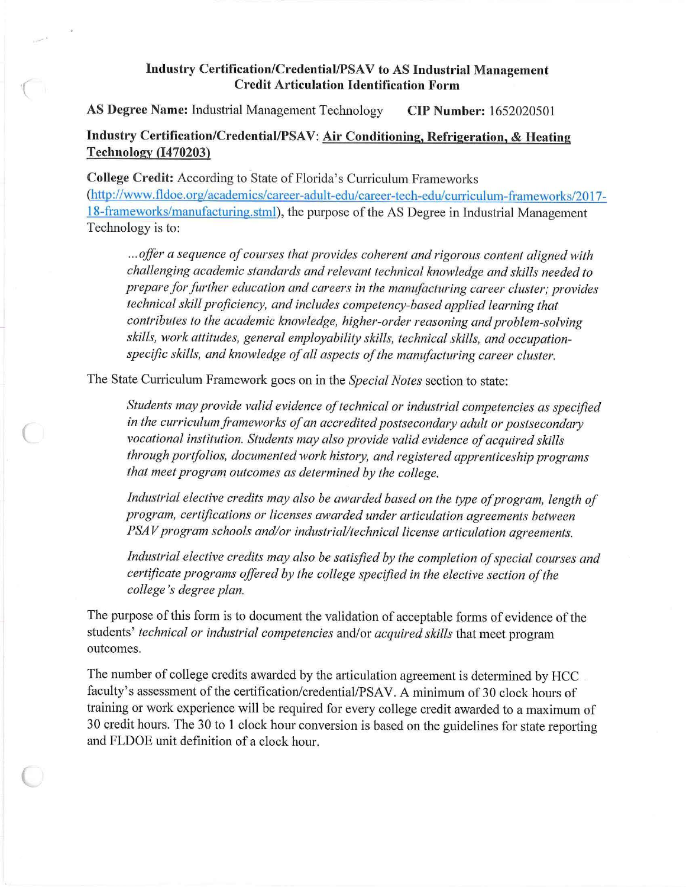# Industry Certification/Credential/PSAV to AS Industrial Management Credit Articulation Identification Form

**AS Degree Name:** Industrial Management Technology **CIP Number:** 1652020501

**Industry Certification/Credential/PSAV:** Air Conditioning, Refrigeration, & Heating Technology (I470203)

**College Credit:** According to State of Florida's Curriculum Frameworks (http://www.fldoe.org/academics/career-adult-edu/career-tech-edu/curriculum-frameworks/2017-18-frameworks/manufacturing.stml), the purpose of the AS Degree in Industrial Management Technology is to:

> *...offer a sequence of courses that provides coherent and rigorous content aligned with challenging academic standards and relevant technical knowledge and skills needed to prepare for further education and careers in the manufacturing career cluster; provides technical skill proficiency, and includes competency-based applied learning that contributes to the academic knowledge, higher-order reasoning and problem-solving skills, work attitudes, general employability skills, technical skills, and occupation-specific skills, and knowledge of all aspects of the manufacturing career cluster.*

The State Curriculum Framework goes on in the *Special Notes* section to state:

> *Students may provide valid evidence of technical or industrial competencies as specified in the curriculum frameworks of an accredited postsecondary adult or postsecondary vocational institution. Students may also provide valid evidence of acquired skills through portfolios, documented work history, and registered apprenticeship programs that meet program outcomes as determined by the college.*
>
> *Industrial elective credits may also be awarded based on the type of program, length of program, certifications or licenses awarded under articulation agreements between PSAV program schools and/or industrial/technical license articulation agreements.*
>
> *Industrial elective credits may also be satisfied by the completion of special courses and certificate programs offered by the college specified in the elective section of the college's degree plan.*

The purpose of this form is to document the validation of acceptable forms of evidence of the students' *technical or industrial competencies* and/or *acquired skills* that meet program outcomes.

The number of college credits awarded by the articulation agreement is determined by HCC faculty's assessment of the certification/credential/PSAV. A minimum of 30 clock hours of training or work experience will be required for every college credit awarded to a maximum of 30 credit hours. The 30 to 1 clock hour conversion is based on the guidelines for state reporting and FLDOE unit definition of a clock hour.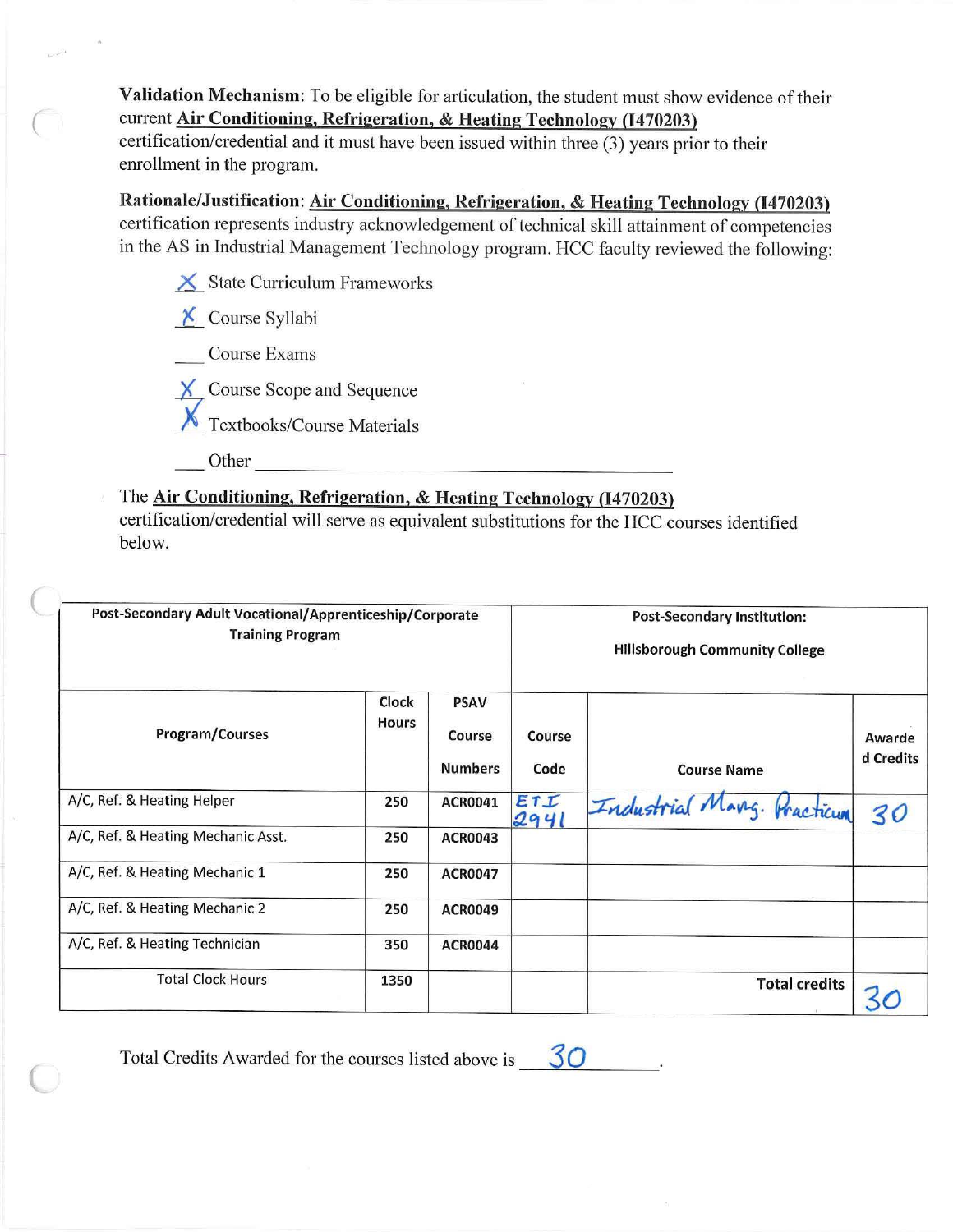**Validation Mechanism**: To be eligible for articulation, the student must show evidence of their current **Air Conditioning, Refrigeration, & Heating Technology (I470203)** certification/credential and it must have been issued within three (3) years prior to their enrollment in the program.

**Rationale/Justification**: **Air Conditioning, Refrigeration, & Heating Technology (I470203)** certification represents industry acknowledgement of technical skill attainment of competencies in the AS in Industrial Management Technology program. HCC faculty reviewed the following:

- X State Curriculum Frameworks
- X Course Syllabi
- ___ Course Exams
- X Course Scope and Sequence
- X Textbooks/Course Materials
- ___ Other ______________________

The **Air Conditioning, Refrigeration, & Heating Technology (I470203)** certification/credential will serve as equivalent substitutions for the HCC courses identified below.

| Post-Secondary Adult Vocational/Apprenticeship/Corporate Training Program | | | Post-Secondary Institution: Hillsborough Community College | | |
|---|---|---|---|---|---|
| Program/Courses | Clock Hours | PSAV Course Numbers | Course Code | Course Name | Awarded Credits |
| A/C, Ref. & Heating Helper | 250 | ACR0041 | ETI 2941 | Industrial Mang. Practicum | 30 |
| A/C, Ref. & Heating Mechanic Asst. | 250 | ACR0043 | | | |
| A/C, Ref. & Heating Mechanic 1 | 250 | ACR0047 | | | |
| A/C, Ref. & Heating Mechanic 2 | 250 | ACR0049 | | | |
| A/C, Ref. & Heating Technician | 350 | ACR0044 | | | |
| Total Clock Hours | 1350 | | | **Total credits** | 30 |

Total Credits Awarded for the courses listed above is 30.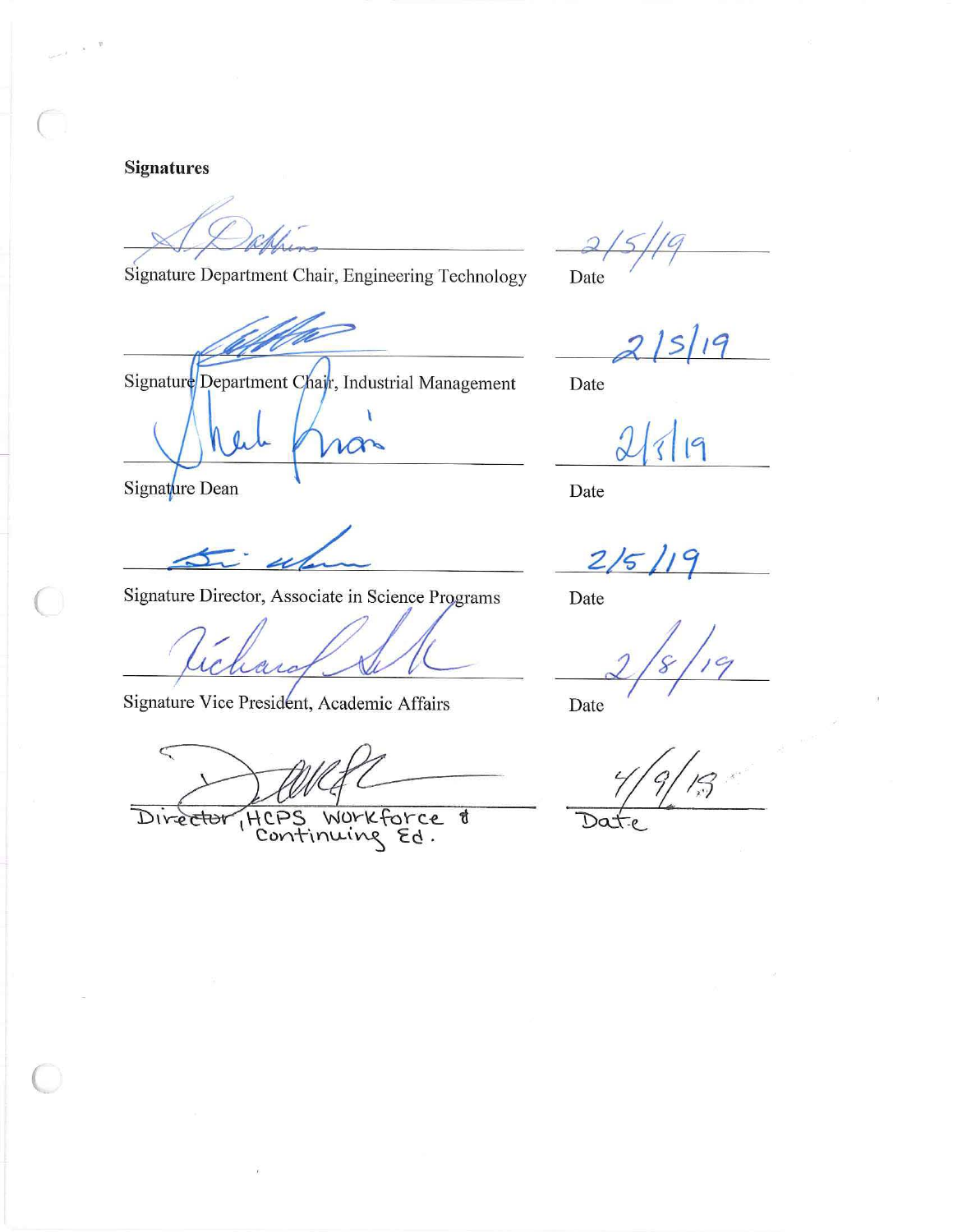**Signatures**

Signature Department Chair, Engineering Technology — Date: 2/5/19

Signature Department Chair, Industrial Management — Date: 2/5/19

Signature Dean — Date: 2/5/19

Signature Director, Associate in Science Programs — Date: 2/5/19

Signature Vice President, Academic Affairs — Date: 2/8/19

Director, HCPS Workforce & Continuing Ed. — Date: 4/9/19